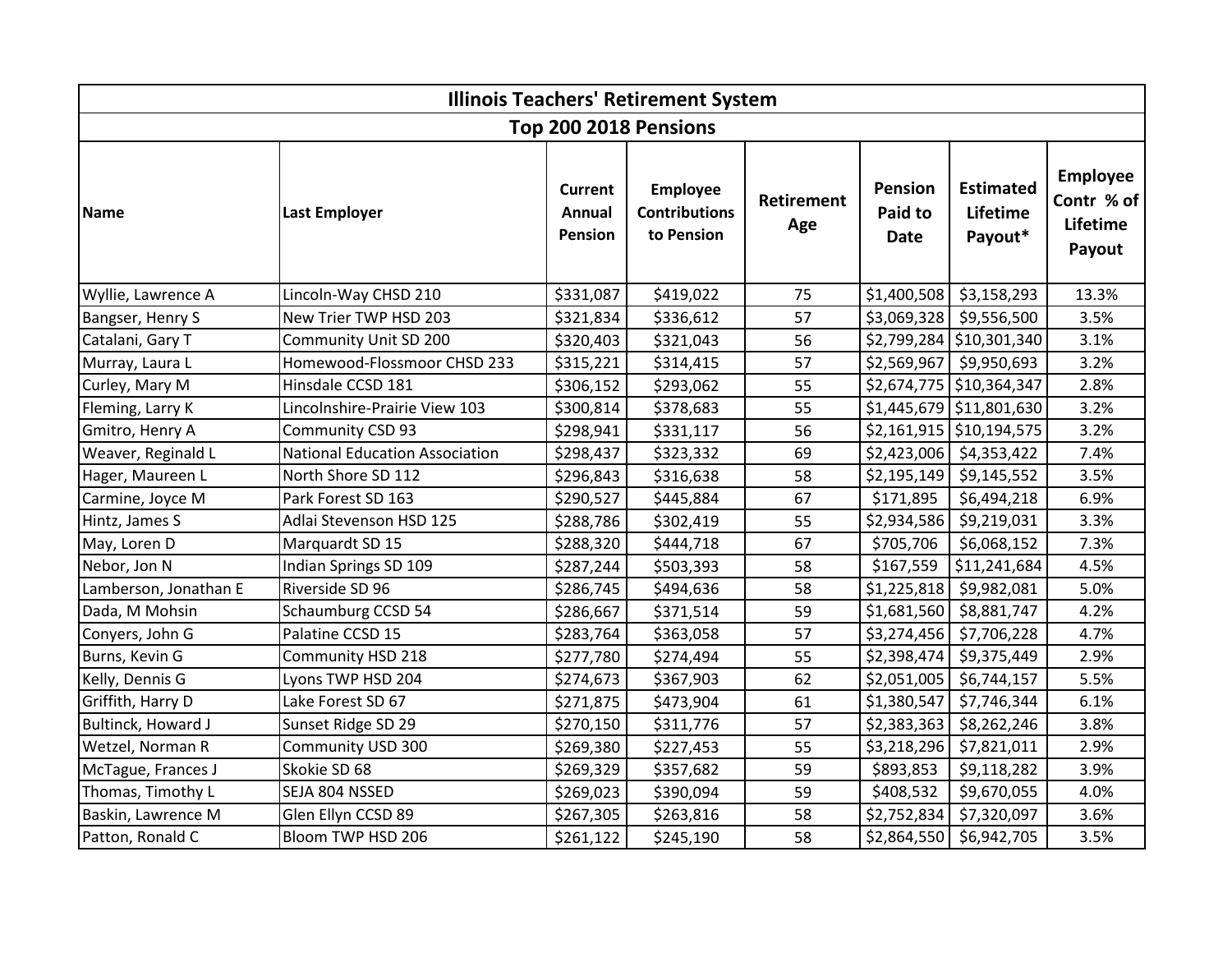| Illinois Teachers' Retirement System | | | | | | | |
|---|---|---|---|---|---|---|---|
| **Top 200 2018 Pensions** | | | | | | | |
| **Name** | **Last Employer** | **Current Annual Pension** | **Employee Contributions to Pension** | **Retirement Age** | **Pension Paid to Date** | **Estimated Lifetime Payout*** | **Employee Contr % of Lifetime Payout** |
| Wyllie, Lawrence A | Lincoln-Way CHSD 210 | $331,087 | $419,022 | 75 | $1,400,508 | $3,158,293 | 13.3% |
| Bangser, Henry S | New Trier TWP HSD 203 | $321,834 | $336,612 | 57 | $3,069,328 | $9,556,500 | 3.5% |
| Catalani, Gary T | Community Unit SD 200 | $320,403 | $321,043 | 56 | $2,799,284 | $10,301,340 | 3.1% |
| Murray, Laura L | Homewood-Flossmoor CHSD 233 | $315,221 | $314,415 | 57 | $2,569,967 | $9,950,693 | 3.2% |
| Curley, Mary M | Hinsdale CCSD 181 | $306,152 | $293,062 | 55 | $2,674,775 | $10,364,347 | 2.8% |
| Fleming, Larry K | Lincolnshire-Prairie View 103 | $300,814 | $378,683 | 55 | $1,445,679 | $11,801,630 | 3.2% |
| Gmitro, Henry A | Community CSD 93 | $298,941 | $331,117 | 56 | $2,161,915 | $10,194,575 | 3.2% |
| Weaver, Reginald L | National Education Association | $298,437 | $323,332 | 69 | $2,423,006 | $4,353,422 | 7.4% |
| Hager, Maureen L | North Shore SD 112 | $296,843 | $316,638 | 58 | $2,195,149 | $9,145,552 | 3.5% |
| Carmine, Joyce M | Park Forest SD 163 | $290,527 | $445,884 | 67 | $171,895 | $6,494,218 | 6.9% |
| Hintz, James S | Adlai Stevenson HSD 125 | $288,786 | $302,419 | 55 | $2,934,586 | $9,219,031 | 3.3% |
| May, Loren D | Marquardt SD 15 | $288,320 | $444,718 | 67 | $705,706 | $6,068,152 | 7.3% |
| Nebor, Jon N | Indian Springs SD 109 | $287,244 | $503,393 | 58 | $167,559 | $11,241,684 | 4.5% |
| Lamberson, Jonathan E | Riverside SD 96 | $286,745 | $494,636 | 58 | $1,225,818 | $9,982,081 | 5.0% |
| Dada, M Mohsin | Schaumburg CCSD 54 | $286,667 | $371,514 | 59 | $1,681,560 | $8,881,747 | 4.2% |
| Conyers, John G | Palatine CCSD 15 | $283,764 | $363,058 | 57 | $3,274,456 | $7,706,228 | 4.7% |
| Burns, Kevin G | Community HSD 218 | $277,780 | $274,494 | 55 | $2,398,474 | $9,375,449 | 2.9% |
| Kelly, Dennis G | Lyons TWP HSD 204 | $274,673 | $367,903 | 62 | $2,051,005 | $6,744,157 | 5.5% |
| Griffith, Harry D | Lake Forest SD 67 | $271,875 | $473,904 | 61 | $1,380,547 | $7,746,344 | 6.1% |
| Bultinck, Howard J | Sunset Ridge SD 29 | $270,150 | $311,776 | 57 | $2,383,363 | $8,262,246 | 3.8% |
| Wetzel, Norman R | Community USD 300 | $269,380 | $227,453 | 55 | $3,218,296 | $7,821,011 | 2.9% |
| McTague, Frances J | Skokie SD 68 | $269,329 | $357,682 | 59 | $893,853 | $9,118,282 | 3.9% |
| Thomas, Timothy L | SEJA 804 NSSED | $269,023 | $390,094 | 59 | $408,532 | $9,670,055 | 4.0% |
| Baskin, Lawrence M | Glen Ellyn CCSD 89 | $267,305 | $263,816 | 58 | $2,752,834 | $7,320,097 | 3.6% |
| Patton, Ronald C | Bloom TWP HSD 206 | $261,122 | $245,190 | 58 | $2,864,550 | $6,942,705 | 3.5% |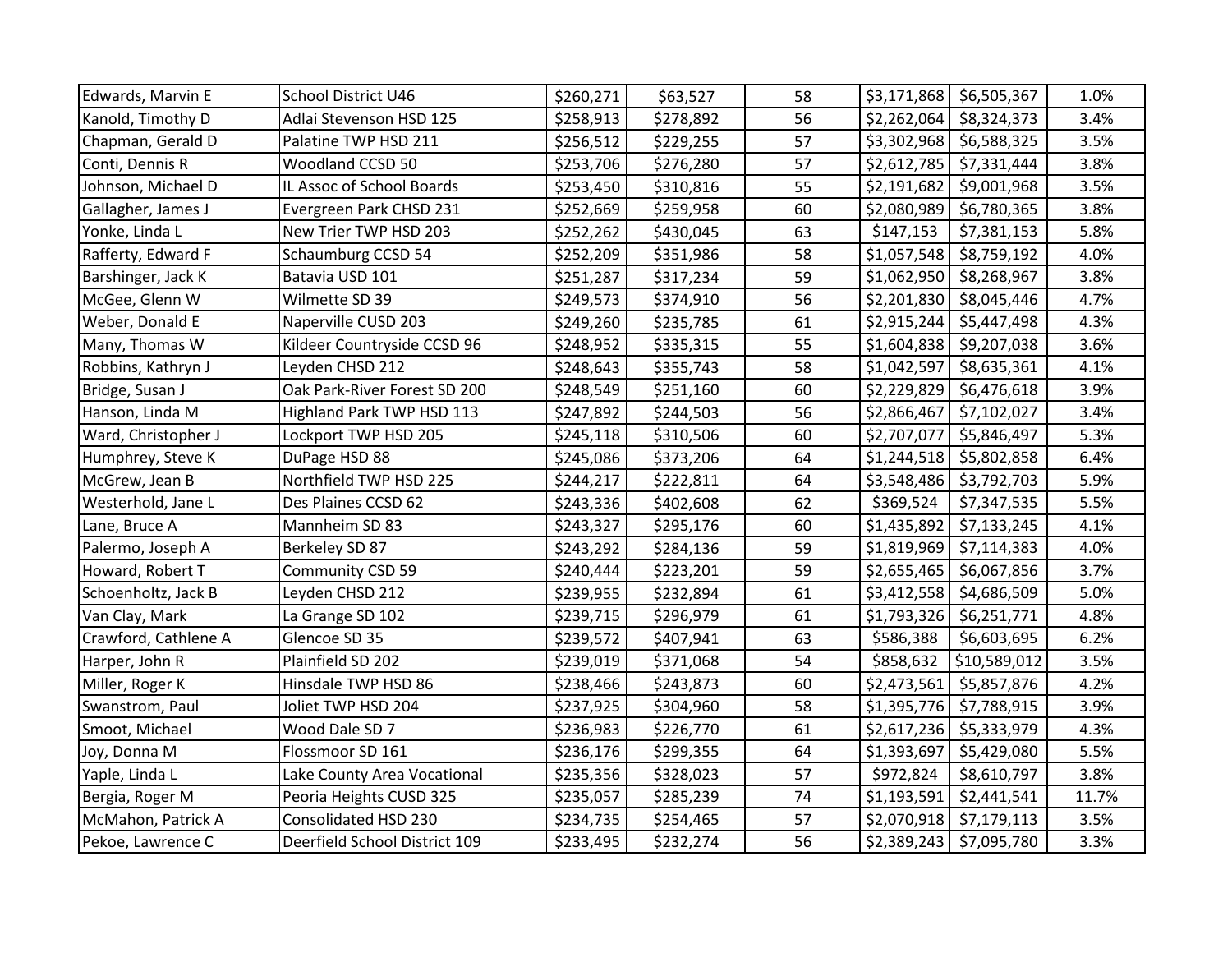| | | | | | | | |
|---|---|---|---|---|---|---|---|
| Edwards, Marvin E | School District U46 | $260,271 | $63,527 | 58 | $3,171,868 | $6,505,367 | 1.0% |
| Kanold, Timothy D | Adlai Stevenson HSD 125 | $258,913 | $278,892 | 56 | $2,262,064 | $8,324,373 | 3.4% |
| Chapman, Gerald D | Palatine TWP HSD 211 | $256,512 | $229,255 | 57 | $3,302,968 | $6,588,325 | 3.5% |
| Conti, Dennis R | Woodland CCSD 50 | $253,706 | $276,280 | 57 | $2,612,785 | $7,331,444 | 3.8% |
| Johnson, Michael D | IL Assoc of School Boards | $253,450 | $310,816 | 55 | $2,191,682 | $9,001,968 | 3.5% |
| Gallagher, James J | Evergreen Park CHSD 231 | $252,669 | $259,958 | 60 | $2,080,989 | $6,780,365 | 3.8% |
| Yonke, Linda L | New Trier TWP HSD 203 | $252,262 | $430,045 | 63 | $147,153 | $7,381,153 | 5.8% |
| Rafferty, Edward F | Schaumburg CCSD 54 | $252,209 | $351,986 | 58 | $1,057,548 | $8,759,192 | 4.0% |
| Barshinger, Jack K | Batavia USD 101 | $251,287 | $317,234 | 59 | $1,062,950 | $8,268,967 | 3.8% |
| McGee, Glenn W | Wilmette SD 39 | $249,573 | $374,910 | 56 | $2,201,830 | $8,045,446 | 4.7% |
| Weber, Donald E | Naperville CUSD 203 | $249,260 | $235,785 | 61 | $2,915,244 | $5,447,498 | 4.3% |
| Many, Thomas W | Kildeer Countryside CCSD 96 | $248,952 | $335,315 | 55 | $1,604,838 | $9,207,038 | 3.6% |
| Robbins, Kathryn J | Leyden CHSD 212 | $248,643 | $355,743 | 58 | $1,042,597 | $8,635,361 | 4.1% |
| Bridge, Susan J | Oak Park-River Forest SD 200 | $248,549 | $251,160 | 60 | $2,229,829 | $6,476,618 | 3.9% |
| Hanson, Linda M | Highland Park TWP HSD 113 | $247,892 | $244,503 | 56 | $2,866,467 | $7,102,027 | 3.4% |
| Ward, Christopher J | Lockport TWP HSD 205 | $245,118 | $310,506 | 60 | $2,707,077 | $5,846,497 | 5.3% |
| Humphrey, Steve K | DuPage HSD 88 | $245,086 | $373,206 | 64 | $1,244,518 | $5,802,858 | 6.4% |
| McGrew, Jean B | Northfield TWP HSD 225 | $244,217 | $222,811 | 64 | $3,548,486 | $3,792,703 | 5.9% |
| Westerhold, Jane L | Des Plaines CCSD 62 | $243,336 | $402,608 | 62 | $369,524 | $7,347,535 | 5.5% |
| Lane, Bruce A | Mannheim SD 83 | $243,327 | $295,176 | 60 | $1,435,892 | $7,133,245 | 4.1% |
| Palermo, Joseph A | Berkeley SD 87 | $243,292 | $284,136 | 59 | $1,819,969 | $7,114,383 | 4.0% |
| Howard, Robert T | Community CSD 59 | $240,444 | $223,201 | 59 | $2,655,465 | $6,067,856 | 3.7% |
| Schoenholtz, Jack B | Leyden CHSD 212 | $239,955 | $232,894 | 61 | $3,412,558 | $4,686,509 | 5.0% |
| Van Clay, Mark | La Grange SD 102 | $239,715 | $296,979 | 61 | $1,793,326 | $6,251,771 | 4.8% |
| Crawford, Cathlene A | Glencoe SD 35 | $239,572 | $407,941 | 63 | $586,388 | $6,603,695 | 6.2% |
| Harper, John R | Plainfield SD 202 | $239,019 | $371,068 | 54 | $858,632 | $10,589,012 | 3.5% |
| Miller, Roger K | Hinsdale TWP HSD 86 | $238,466 | $243,873 | 60 | $2,473,561 | $5,857,876 | 4.2% |
| Swanstrom, Paul | Joliet TWP HSD 204 | $237,925 | $304,960 | 58 | $1,395,776 | $7,788,915 | 3.9% |
| Smoot, Michael | Wood Dale SD 7 | $236,983 | $226,770 | 61 | $2,617,236 | $5,333,979 | 4.3% |
| Joy, Donna M | Flossmoor SD 161 | $236,176 | $299,355 | 64 | $1,393,697 | $5,429,080 | 5.5% |
| Yaple, Linda L | Lake County Area Vocational | $235,356 | $328,023 | 57 | $972,824 | $8,610,797 | 3.8% |
| Bergia, Roger M | Peoria Heights CUSD 325 | $235,057 | $285,239 | 74 | $1,193,591 | $2,441,541 | 11.7% |
| McMahon, Patrick A | Consolidated HSD 230 | $234,735 | $254,465 | 57 | $2,070,918 | $7,179,113 | 3.5% |
| Pekoe, Lawrence C | Deerfield School District 109 | $233,495 | $232,274 | 56 | $2,389,243 | $7,095,780 | 3.3% |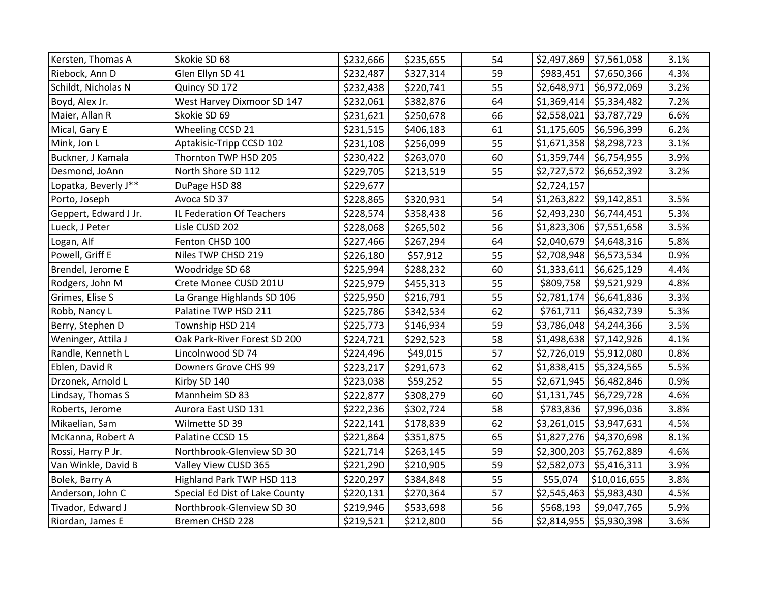| | | | | | | | |
|---|---|---|---|---|---|---|---|
| Kersten, Thomas A | Skokie SD 68 | $232,666 | $235,655 | 54 | $2,497,869 | $7,561,058 | 3.1% |
| Riebock, Ann D | Glen Ellyn SD 41 | $232,487 | $327,314 | 59 | $983,451 | $7,650,366 | 4.3% |
| Schildt, Nicholas N | Quincy SD 172 | $232,438 | $220,741 | 55 | $2,648,971 | $6,972,069 | 3.2% |
| Boyd, Alex Jr. | West Harvey Dixmoor SD 147 | $232,061 | $382,876 | 64 | $1,369,414 | $5,334,482 | 7.2% |
| Maier, Allan R | Skokie SD 69 | $231,621 | $250,678 | 66 | $2,558,021 | $3,787,729 | 6.6% |
| Mical, Gary E | Wheeling CCSD 21 | $231,515 | $406,183 | 61 | $1,175,605 | $6,596,399 | 6.2% |
| Mink, Jon L | Aptakisic-Tripp CCSD 102 | $231,108 | $256,099 | 55 | $1,671,358 | $8,298,723 | 3.1% |
| Buckner, J Kamala | Thornton TWP HSD 205 | $230,422 | $263,070 | 60 | $1,359,744 | $6,754,955 | 3.9% |
| Desmond, JoAnn | North Shore SD 112 | $229,705 | $213,519 | 55 | $2,727,572 | $6,652,392 | 3.2% |
| Lopatka, Beverly J** | DuPage HSD 88 | $229,677 | | | $2,724,157 | | |
| Porto, Joseph | Avoca SD 37 | $228,865 | $320,931 | 54 | $1,263,822 | $9,142,851 | 3.5% |
| Geppert, Edward J Jr. | IL Federation Of Teachers | $228,574 | $358,438 | 56 | $2,493,230 | $6,744,451 | 5.3% |
| Lueck, J Peter | Lisle CUSD 202 | $228,068 | $265,502 | 56 | $1,823,306 | $7,551,658 | 3.5% |
| Logan, Alf | Fenton CHSD 100 | $227,466 | $267,294 | 64 | $2,040,679 | $4,648,316 | 5.8% |
| Powell, Griff E | Niles TWP CHSD 219 | $226,180 | $57,912 | 55 | $2,708,948 | $6,573,534 | 0.9% |
| Brendel, Jerome E | Woodridge SD 68 | $225,994 | $288,232 | 60 | $1,333,611 | $6,625,129 | 4.4% |
| Rodgers, John M | Crete Monee CUSD 201U | $225,979 | $455,313 | 55 | $809,758 | $9,521,929 | 4.8% |
| Grimes, Elise S | La Grange Highlands SD 106 | $225,950 | $216,791 | 55 | $2,781,174 | $6,641,836 | 3.3% |
| Robb, Nancy L | Palatine TWP HSD 211 | $225,786 | $342,534 | 62 | $761,711 | $6,432,739 | 5.3% |
| Berry, Stephen D | Township HSD 214 | $225,773 | $146,934 | 59 | $3,786,048 | $4,244,366 | 3.5% |
| Weninger, Attila J | Oak Park-River Forest SD 200 | $224,721 | $292,523 | 58 | $1,498,638 | $7,142,926 | 4.1% |
| Randle, Kenneth L | Lincolnwood SD 74 | $224,496 | $49,015 | 57 | $2,726,019 | $5,912,080 | 0.8% |
| Eblen, David R | Downers Grove CHS 99 | $223,217 | $291,673 | 62 | $1,838,415 | $5,324,565 | 5.5% |
| Drzonek, Arnold L | Kirby SD 140 | $223,038 | $59,252 | 55 | $2,671,945 | $6,482,846 | 0.9% |
| Lindsay, Thomas S | Mannheim SD 83 | $222,877 | $308,279 | 60 | $1,131,745 | $6,729,728 | 4.6% |
| Roberts, Jerome | Aurora East USD 131 | $222,236 | $302,724 | 58 | $783,836 | $7,996,036 | 3.8% |
| Mikaelian, Sam | Wilmette SD 39 | $222,141 | $178,839 | 62 | $3,261,015 | $3,947,631 | 4.5% |
| McKanna, Robert A | Palatine CCSD 15 | $221,864 | $351,875 | 65 | $1,827,276 | $4,370,698 | 8.1% |
| Rossi, Harry P Jr. | Northbrook-Glenview SD 30 | $221,714 | $263,145 | 59 | $2,300,203 | $5,762,889 | 4.6% |
| Van Winkle, David B | Valley View CUSD 365 | $221,290 | $210,905 | 59 | $2,582,073 | $5,416,311 | 3.9% |
| Bolek, Barry A | Highland Park TWP HSD 113 | $220,297 | $384,848 | 55 | $55,074 | $10,016,655 | 3.8% |
| Anderson, John C | Special Ed Dist of Lake County | $220,131 | $270,364 | 57 | $2,545,463 | $5,983,430 | 4.5% |
| Tivador, Edward J | Northbrook-Glenview SD 30 | $219,946 | $533,698 | 56 | $568,193 | $9,047,765 | 5.9% |
| Riordan, James E | Bremen CHSD 228 | $219,521 | $212,800 | 56 | $2,814,955 | $5,930,398 | 3.6% |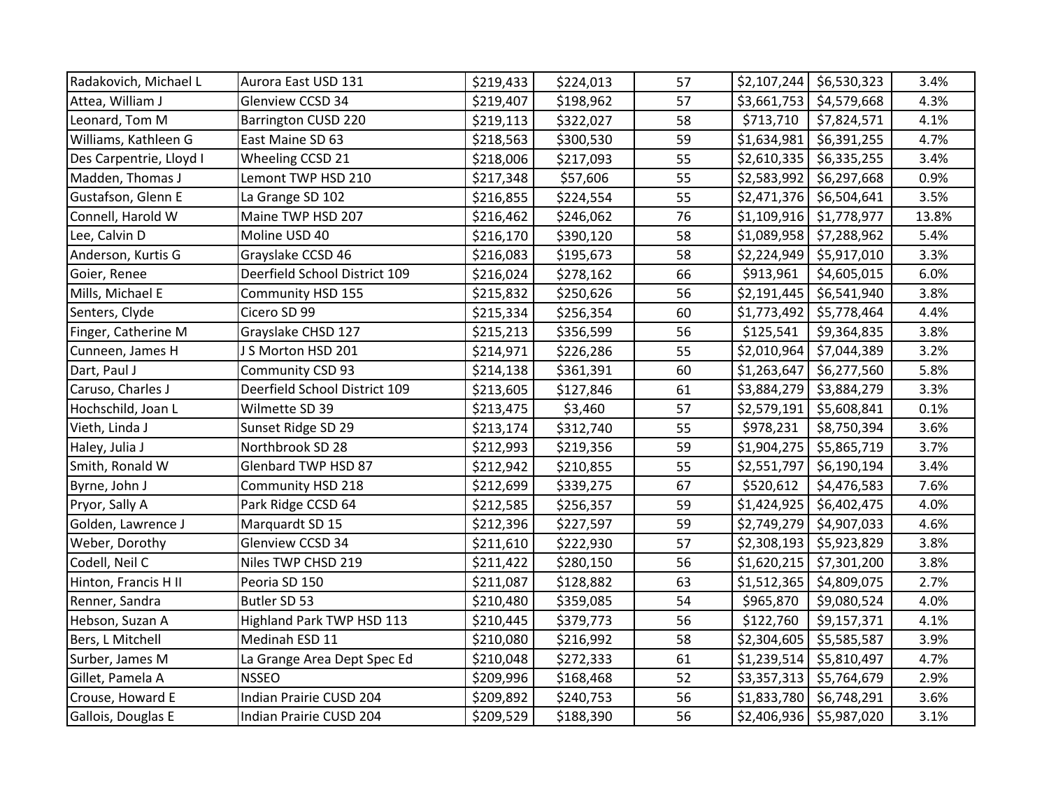| | | | | | | | |
|---|---|---|---|---|---|---|---|
| Radakovich, Michael L | Aurora East USD 131 | $219,433 | $224,013 | 57 | $2,107,244 | $6,530,323 | 3.4% |
| Attea, William J | Glenview CCSD 34 | $219,407 | $198,962 | 57 | $3,661,753 | $4,579,668 | 4.3% |
| Leonard, Tom M | Barrington CUSD 220 | $219,113 | $322,027 | 58 | $713,710 | $7,824,571 | 4.1% |
| Williams, Kathleen G | East Maine SD 63 | $218,563 | $300,530 | 59 | $1,634,981 | $6,391,255 | 4.7% |
| Des Carpentrie, Lloyd I | Wheeling CCSD 21 | $218,006 | $217,093 | 55 | $2,610,335 | $6,335,255 | 3.4% |
| Madden, Thomas J | Lemont TWP HSD 210 | $217,348 | $57,606 | 55 | $2,583,992 | $6,297,668 | 0.9% |
| Gustafson, Glenn E | La Grange SD 102 | $216,855 | $224,554 | 55 | $2,471,376 | $6,504,641 | 3.5% |
| Connell, Harold W | Maine TWP HSD 207 | $216,462 | $246,062 | 76 | $1,109,916 | $1,778,977 | 13.8% |
| Lee, Calvin D | Moline USD 40 | $216,170 | $390,120 | 58 | $1,089,958 | $7,288,962 | 5.4% |
| Anderson, Kurtis G | Grayslake CCSD 46 | $216,083 | $195,673 | 58 | $2,224,949 | $5,917,010 | 3.3% |
| Goier, Renee | Deerfield School District 109 | $216,024 | $278,162 | 66 | $913,961 | $4,605,015 | 6.0% |
| Mills, Michael E | Community HSD 155 | $215,832 | $250,626 | 56 | $2,191,445 | $6,541,940 | 3.8% |
| Senters, Clyde | Cicero SD 99 | $215,334 | $256,354 | 60 | $1,773,492 | $5,778,464 | 4.4% |
| Finger, Catherine M | Grayslake CHSD 127 | $215,213 | $356,599 | 56 | $125,541 | $9,364,835 | 3.8% |
| Cunneen, James H | J S Morton HSD 201 | $214,971 | $226,286 | 55 | $2,010,964 | $7,044,389 | 3.2% |
| Dart, Paul J | Community CSD 93 | $214,138 | $361,391 | 60 | $1,263,647 | $6,277,560 | 5.8% |
| Caruso, Charles J | Deerfield School District 109 | $213,605 | $127,846 | 61 | $3,884,279 | $3,884,279 | 3.3% |
| Hochschild, Joan L | Wilmette SD 39 | $213,475 | $3,460 | 57 | $2,579,191 | $5,608,841 | 0.1% |
| Vieth, Linda J | Sunset Ridge SD 29 | $213,174 | $312,740 | 55 | $978,231 | $8,750,394 | 3.6% |
| Haley, Julia J | Northbrook SD 28 | $212,993 | $219,356 | 59 | $1,904,275 | $5,865,719 | 3.7% |
| Smith, Ronald W | Glenbard TWP HSD 87 | $212,942 | $210,855 | 55 | $2,551,797 | $6,190,194 | 3.4% |
| Byrne, John J | Community HSD 218 | $212,699 | $339,275 | 67 | $520,612 | $4,476,583 | 7.6% |
| Pryor, Sally A | Park Ridge CCSD 64 | $212,585 | $256,357 | 59 | $1,424,925 | $6,402,475 | 4.0% |
| Golden, Lawrence J | Marquardt SD 15 | $212,396 | $227,597 | 59 | $2,749,279 | $4,907,033 | 4.6% |
| Weber, Dorothy | Glenview CCSD 34 | $211,610 | $222,930 | 57 | $2,308,193 | $5,923,829 | 3.8% |
| Codell, Neil C | Niles TWP CHSD 219 | $211,422 | $280,150 | 56 | $1,620,215 | $7,301,200 | 3.8% |
| Hinton, Francis H II | Peoria SD 150 | $211,087 | $128,882 | 63 | $1,512,365 | $4,809,075 | 2.7% |
| Renner, Sandra | Butler SD 53 | $210,480 | $359,085 | 54 | $965,870 | $9,080,524 | 4.0% |
| Hebson, Suzan A | Highland Park TWP HSD 113 | $210,445 | $379,773 | 56 | $122,760 | $9,157,371 | 4.1% |
| Bers, L Mitchell | Medinah ESD 11 | $210,080 | $216,992 | 58 | $2,304,605 | $5,585,587 | 3.9% |
| Surber, James M | La Grange Area Dept Spec Ed | $210,048 | $272,333 | 61 | $1,239,514 | $5,810,497 | 4.7% |
| Gillet, Pamela A | NSSEO | $209,996 | $168,468 | 52 | $3,357,313 | $5,764,679 | 2.9% |
| Crouse, Howard E | Indian Prairie CUSD 204 | $209,892 | $240,753 | 56 | $1,833,780 | $6,748,291 | 3.6% |
| Gallois, Douglas E | Indian Prairie CUSD 204 | $209,529 | $188,390 | 56 | $2,406,936 | $5,987,020 | 3.1% |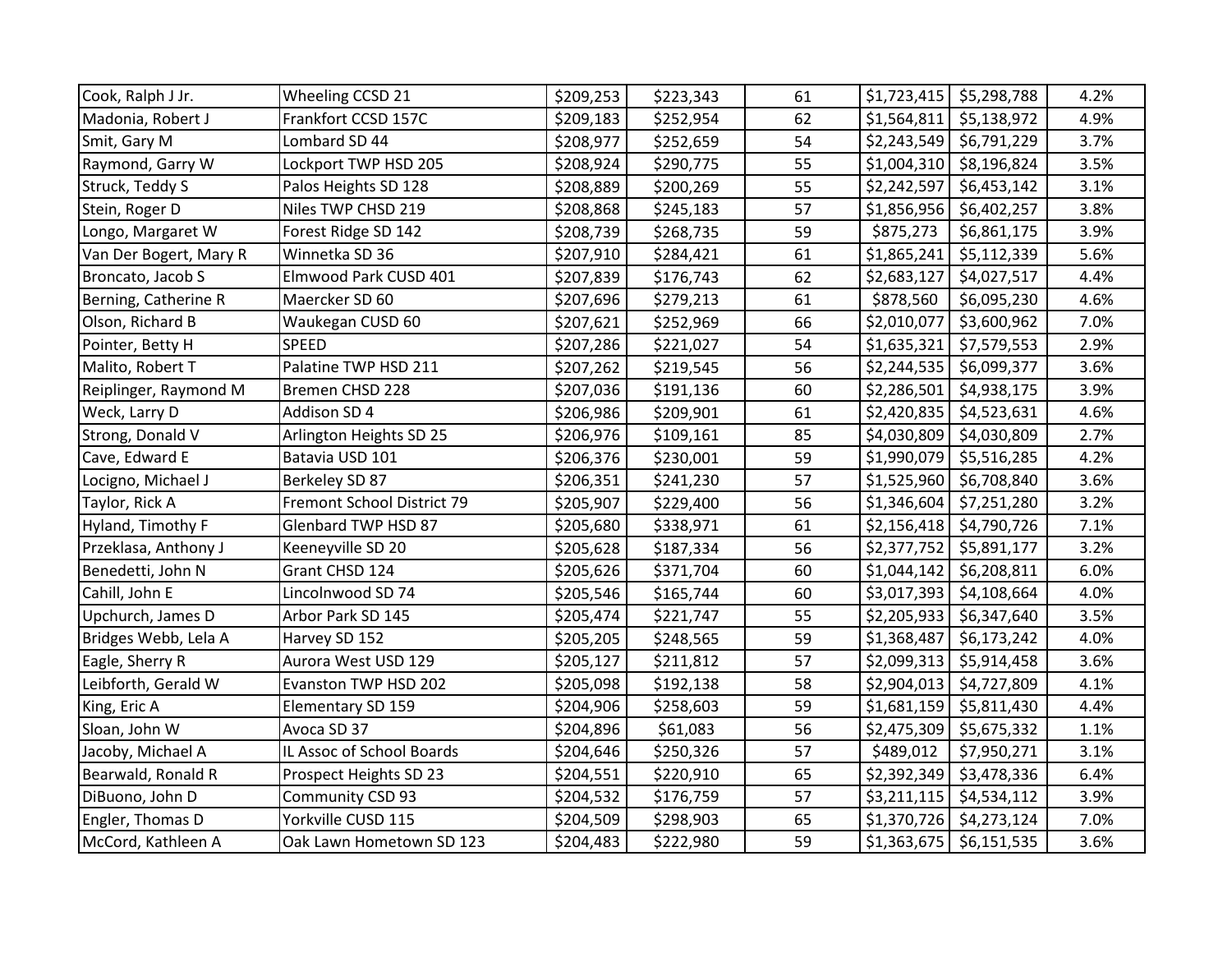| | | | | | | | |
|---|---|---|---|---|---|---|---|
| Cook, Ralph J Jr. | Wheeling CCSD 21 | $209,253 | $223,343 | 61 | $1,723,415 | $5,298,788 | 4.2% |
| Madonia, Robert J | Frankfort CCSD 157C | $209,183 | $252,954 | 62 | $1,564,811 | $5,138,972 | 4.9% |
| Smit, Gary M | Lombard SD 44 | $208,977 | $252,659 | 54 | $2,243,549 | $6,791,229 | 3.7% |
| Raymond, Garry W | Lockport TWP HSD 205 | $208,924 | $290,775 | 55 | $1,004,310 | $8,196,824 | 3.5% |
| Struck, Teddy S | Palos Heights SD 128 | $208,889 | $200,269 | 55 | $2,242,597 | $6,453,142 | 3.1% |
| Stein, Roger D | Niles TWP CHSD 219 | $208,868 | $245,183 | 57 | $1,856,956 | $6,402,257 | 3.8% |
| Longo, Margaret W | Forest Ridge SD 142 | $208,739 | $268,735 | 59 | $875,273 | $6,861,175 | 3.9% |
| Van Der Bogert, Mary R | Winnetka SD 36 | $207,910 | $284,421 | 61 | $1,865,241 | $5,112,339 | 5.6% |
| Broncato, Jacob S | Elmwood Park CUSD 401 | $207,839 | $176,743 | 62 | $2,683,127 | $4,027,517 | 4.4% |
| Berning, Catherine R | Maercker SD 60 | $207,696 | $279,213 | 61 | $878,560 | $6,095,230 | 4.6% |
| Olson, Richard B | Waukegan CUSD 60 | $207,621 | $252,969 | 66 | $2,010,077 | $3,600,962 | 7.0% |
| Pointer, Betty H | SPEED | $207,286 | $221,027 | 54 | $1,635,321 | $7,579,553 | 2.9% |
| Malito, Robert T | Palatine TWP HSD 211 | $207,262 | $219,545 | 56 | $2,244,535 | $6,099,377 | 3.6% |
| Reiplinger, Raymond M | Bremen CHSD 228 | $207,036 | $191,136 | 60 | $2,286,501 | $4,938,175 | 3.9% |
| Weck, Larry D | Addison SD 4 | $206,986 | $209,901 | 61 | $2,420,835 | $4,523,631 | 4.6% |
| Strong, Donald V | Arlington Heights SD 25 | $206,976 | $109,161 | 85 | $4,030,809 | $4,030,809 | 2.7% |
| Cave, Edward E | Batavia USD 101 | $206,376 | $230,001 | 59 | $1,990,079 | $5,516,285 | 4.2% |
| Locigno, Michael J | Berkeley SD 87 | $206,351 | $241,230 | 57 | $1,525,960 | $6,708,840 | 3.6% |
| Taylor, Rick A | Fremont School District 79 | $205,907 | $229,400 | 56 | $1,346,604 | $7,251,280 | 3.2% |
| Hyland, Timothy F | Glenbard TWP HSD 87 | $205,680 | $338,971 | 61 | $2,156,418 | $4,790,726 | 7.1% |
| Przeklasa, Anthony J | Keeneyville SD 20 | $205,628 | $187,334 | 56 | $2,377,752 | $5,891,177 | 3.2% |
| Benedetti, John N | Grant CHSD 124 | $205,626 | $371,704 | 60 | $1,044,142 | $6,208,811 | 6.0% |
| Cahill, John E | Lincolnwood SD 74 | $205,546 | $165,744 | 60 | $3,017,393 | $4,108,664 | 4.0% |
| Upchurch, James D | Arbor Park SD 145 | $205,474 | $221,747 | 55 | $2,205,933 | $6,347,640 | 3.5% |
| Bridges Webb, Lela A | Harvey SD 152 | $205,205 | $248,565 | 59 | $1,368,487 | $6,173,242 | 4.0% |
| Eagle, Sherry R | Aurora West USD 129 | $205,127 | $211,812 | 57 | $2,099,313 | $5,914,458 | 3.6% |
| Leibforth, Gerald W | Evanston TWP HSD 202 | $205,098 | $192,138 | 58 | $2,904,013 | $4,727,809 | 4.1% |
| King, Eric A | Elementary SD 159 | $204,906 | $258,603 | 59 | $1,681,159 | $5,811,430 | 4.4% |
| Sloan, John W | Avoca SD 37 | $204,896 | $61,083 | 56 | $2,475,309 | $5,675,332 | 1.1% |
| Jacoby, Michael A | IL Assoc of School Boards | $204,646 | $250,326 | 57 | $489,012 | $7,950,271 | 3.1% |
| Bearwald, Ronald R | Prospect Heights SD 23 | $204,551 | $220,910 | 65 | $2,392,349 | $3,478,336 | 6.4% |
| DiBuono, John D | Community CSD 93 | $204,532 | $176,759 | 57 | $3,211,115 | $4,534,112 | 3.9% |
| Engler, Thomas D | Yorkville CUSD 115 | $204,509 | $298,903 | 65 | $1,370,726 | $4,273,124 | 7.0% |
| McCord, Kathleen A | Oak Lawn Hometown SD 123 | $204,483 | $222,980 | 59 | $1,363,675 | $6,151,535 | 3.6% |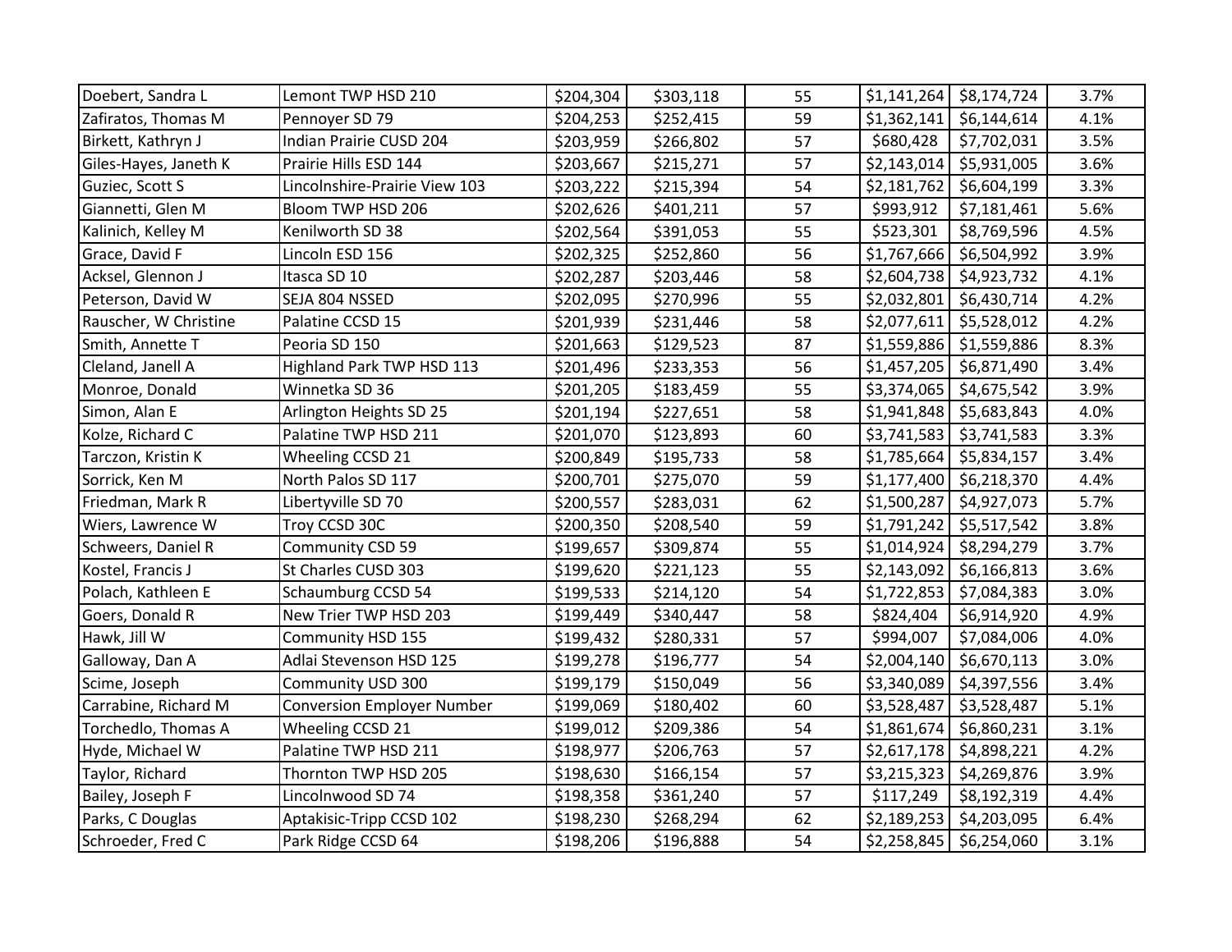| | | | | | | | |
|---|---|---|---|---|---|---|---|
| Doebert, Sandra L | Lemont TWP HSD 210 | $204,304 | $303,118 | 55 | $1,141,264 | $8,174,724 | 3.7% |
| Zafiratos, Thomas M | Pennoyer SD 79 | $204,253 | $252,415 | 59 | $1,362,141 | $6,144,614 | 4.1% |
| Birkett, Kathryn J | Indian Prairie CUSD 204 | $203,959 | $266,802 | 57 | $680,428 | $7,702,031 | 3.5% |
| Giles-Hayes, Janeth K | Prairie Hills ESD 144 | $203,667 | $215,271 | 57 | $2,143,014 | $5,931,005 | 3.6% |
| Guziec, Scott S | Lincolnshire-Prairie View 103 | $203,222 | $215,394 | 54 | $2,181,762 | $6,604,199 | 3.3% |
| Giannetti, Glen M | Bloom TWP HSD 206 | $202,626 | $401,211 | 57 | $993,912 | $7,181,461 | 5.6% |
| Kalinich, Kelley M | Kenilworth SD 38 | $202,564 | $391,053 | 55 | $523,301 | $8,769,596 | 4.5% |
| Grace, David F | Lincoln ESD 156 | $202,325 | $252,860 | 56 | $1,767,666 | $6,504,992 | 3.9% |
| Acksel, Glennon J | Itasca SD 10 | $202,287 | $203,446 | 58 | $2,604,738 | $4,923,732 | 4.1% |
| Peterson, David W | SEJA 804 NSSED | $202,095 | $270,996 | 55 | $2,032,801 | $6,430,714 | 4.2% |
| Rauscher, W Christine | Palatine CCSD 15 | $201,939 | $231,446 | 58 | $2,077,611 | $5,528,012 | 4.2% |
| Smith, Annette T | Peoria SD 150 | $201,663 | $129,523 | 87 | $1,559,886 | $1,559,886 | 8.3% |
| Cleland, Janell A | Highland Park TWP HSD 113 | $201,496 | $233,353 | 56 | $1,457,205 | $6,871,490 | 3.4% |
| Monroe, Donald | Winnetka SD 36 | $201,205 | $183,459 | 55 | $3,374,065 | $4,675,542 | 3.9% |
| Simon, Alan E | Arlington Heights SD 25 | $201,194 | $227,651 | 58 | $1,941,848 | $5,683,843 | 4.0% |
| Kolze, Richard C | Palatine TWP HSD 211 | $201,070 | $123,893 | 60 | $3,741,583 | $3,741,583 | 3.3% |
| Tarczon, Kristin K | Wheeling CCSD 21 | $200,849 | $195,733 | 58 | $1,785,664 | $5,834,157 | 3.4% |
| Sorrick, Ken M | North Palos SD 117 | $200,701 | $275,070 | 59 | $1,177,400 | $6,218,370 | 4.4% |
| Friedman, Mark R | Libertyville SD 70 | $200,557 | $283,031 | 62 | $1,500,287 | $4,927,073 | 5.7% |
| Wiers, Lawrence W | Troy CCSD 30C | $200,350 | $208,540 | 59 | $1,791,242 | $5,517,542 | 3.8% |
| Schweers, Daniel R | Community CSD 59 | $199,657 | $309,874 | 55 | $1,014,924 | $8,294,279 | 3.7% |
| Kostel, Francis J | St Charles CUSD 303 | $199,620 | $221,123 | 55 | $2,143,092 | $6,166,813 | 3.6% |
| Polach, Kathleen E | Schaumburg CCSD 54 | $199,533 | $214,120 | 54 | $1,722,853 | $7,084,383 | 3.0% |
| Goers, Donald R | New Trier TWP HSD 203 | $199,449 | $340,447 | 58 | $824,404 | $6,914,920 | 4.9% |
| Hawk, Jill W | Community HSD 155 | $199,432 | $280,331 | 57 | $994,007 | $7,084,006 | 4.0% |
| Galloway, Dan A | Adlai Stevenson HSD 125 | $199,278 | $196,777 | 54 | $2,004,140 | $6,670,113 | 3.0% |
| Scime, Joseph | Community USD 300 | $199,179 | $150,049 | 56 | $3,340,089 | $4,397,556 | 3.4% |
| Carrabine, Richard M | Conversion Employer Number | $199,069 | $180,402 | 60 | $3,528,487 | $3,528,487 | 5.1% |
| Torchedlo, Thomas A | Wheeling CCSD 21 | $199,012 | $209,386 | 54 | $1,861,674 | $6,860,231 | 3.1% |
| Hyde, Michael W | Palatine TWP HSD 211 | $198,977 | $206,763 | 57 | $2,617,178 | $4,898,221 | 4.2% |
| Taylor, Richard | Thornton TWP HSD 205 | $198,630 | $166,154 | 57 | $3,215,323 | $4,269,876 | 3.9% |
| Bailey, Joseph F | Lincolnwood SD 74 | $198,358 | $361,240 | 57 | $117,249 | $8,192,319 | 4.4% |
| Parks, C Douglas | Aptakisic-Tripp CCSD 102 | $198,230 | $268,294 | 62 | $2,189,253 | $4,203,095 | 6.4% |
| Schroeder, Fred C | Park Ridge CCSD 64 | $198,206 | $196,888 | 54 | $2,258,845 | $6,254,060 | 3.1% |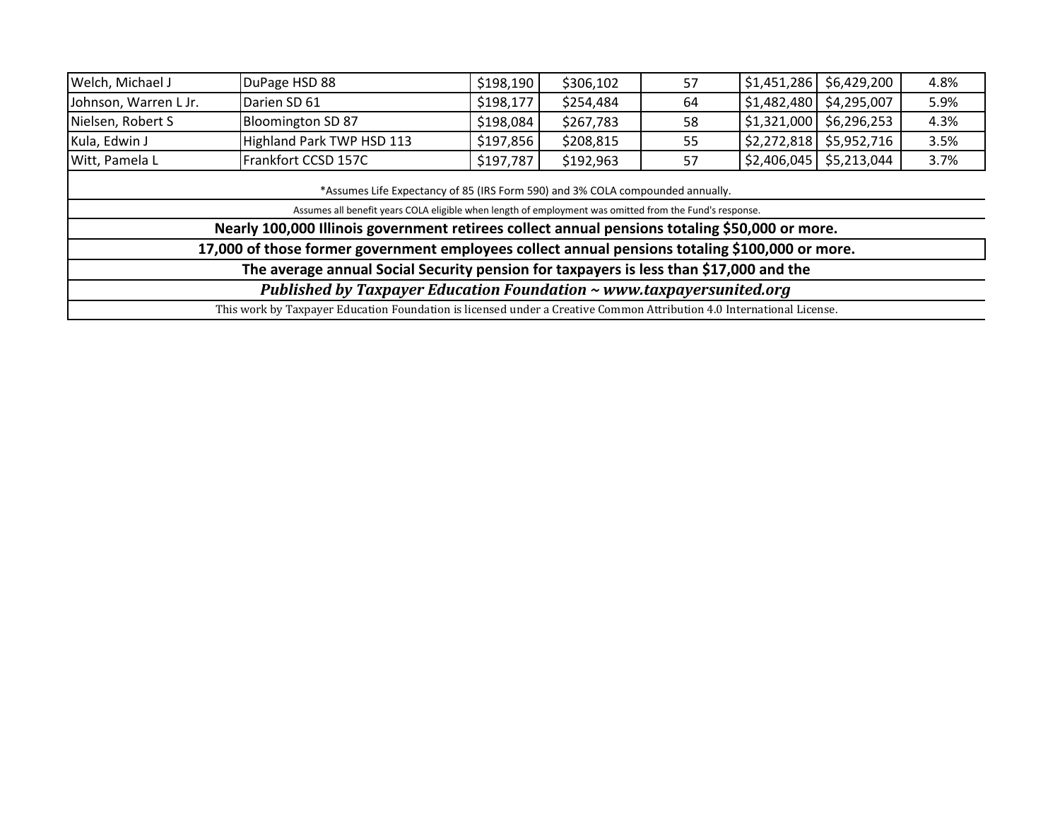| | | | | | | | |
|---|---|---|---|---|---|---|---|
| Welch, Michael J | DuPage HSD 88 | $198,190 | $306,102 | 57 | $1,451,286 | $6,429,200 | 4.8% |
| Johnson, Warren L Jr. | Darien SD 61 | $198,177 | $254,484 | 64 | $1,482,480 | $4,295,007 | 5.9% |
| Nielsen, Robert S | Bloomington SD 87 | $198,084 | $267,783 | 58 | $1,321,000 | $6,296,253 | 4.3% |
| Kula, Edwin J | Highland Park TWP HSD 113 | $197,856 | $208,815 | 55 | $2,272,818 | $5,952,716 | 3.5% |
| Witt, Pamela L | Frankfort CCSD 157C | $197,787 | $192,963 | 57 | $2,406,045 | $5,213,044 | 3.7% |

*Assumes Life Expectancy of 85 (IRS Form 590) and 3% COLA compounded annually.

Assumes all benefit years COLA eligible when length of employment was omitted from the Fund's response.

**Nearly 100,000 Illinois government retirees collect annual pensions totaling $50,000 or more.**

**17,000 of those former government employees collect annual pensions totaling $100,000 or more.**

**The average annual Social Security pension for taxpayers is less than $17,000 and the**

***Published by Taxpayer Education Foundation ~ www.taxpayersunited.org***

This work by Taxpayer Education Foundation is licensed under a Creative Common Attribution 4.0 International License.